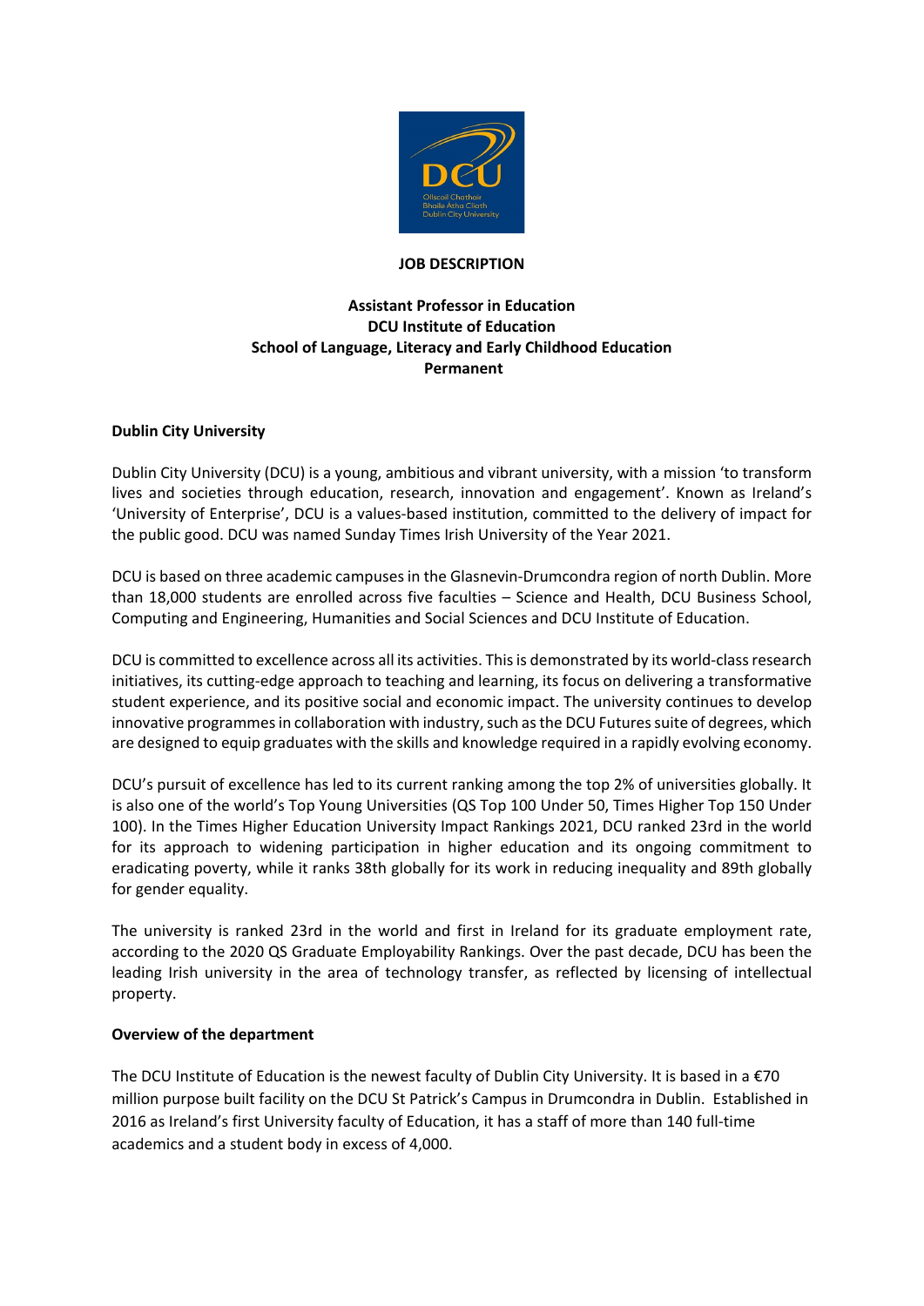# JOB DESCRIPTION

## Assistant Professor in Education
## DCU Institute of Education
## School of Language, Literacy and Early Childhood Education
## Permanent

**Dublin City University**

Dublin City University (DCU) is a young, ambitious and vibrant university, with a mission 'to transform lives and societies through education, research, innovation and engagement'. Known as Ireland's 'University of Enterprise', DCU is a values-based institution, committed to the delivery of impact for the public good. DCU was named Sunday Times Irish University of the Year 2021.

DCU is based on three academic campuses in the Glasnevin-Drumcondra region of north Dublin. More than 18,000 students are enrolled across five faculties – Science and Health, DCU Business School, Computing and Engineering, Humanities and Social Sciences and DCU Institute of Education.

DCU is committed to excellence across all its activities. This is demonstrated by its world-class research initiatives, its cutting-edge approach to teaching and learning, its focus on delivering a transformative student experience, and its positive social and economic impact. The university continues to develop innovative programmes in collaboration with industry, such as the DCU Futures suite of degrees, which are designed to equip graduates with the skills and knowledge required in a rapidly evolving economy.

DCU's pursuit of excellence has led to its current ranking among the top 2% of universities globally. It is also one of the world's Top Young Universities (QS Top 100 Under 50, Times Higher Top 150 Under 100). In the Times Higher Education University Impact Rankings 2021, DCU ranked 23rd in the world for its approach to widening participation in higher education and its ongoing commitment to eradicating poverty, while it ranks 38th globally for its work in reducing inequality and 89th globally for gender equality.

The university is ranked 23rd in the world and first in Ireland for its graduate employment rate, according to the 2020 QS Graduate Employability Rankings. Over the past decade, DCU has been the leading Irish university in the area of technology transfer, as reflected by licensing of intellectual property.

**Overview of the department**

The DCU Institute of Education is the newest faculty of Dublin City University. It is based in a €70 million purpose built facility on the DCU St Patrick's Campus in Drumcondra in Dublin. Established in 2016 as Ireland's first University faculty of Education, it has a staff of more than 140 full-time academics and a student body in excess of 4,000.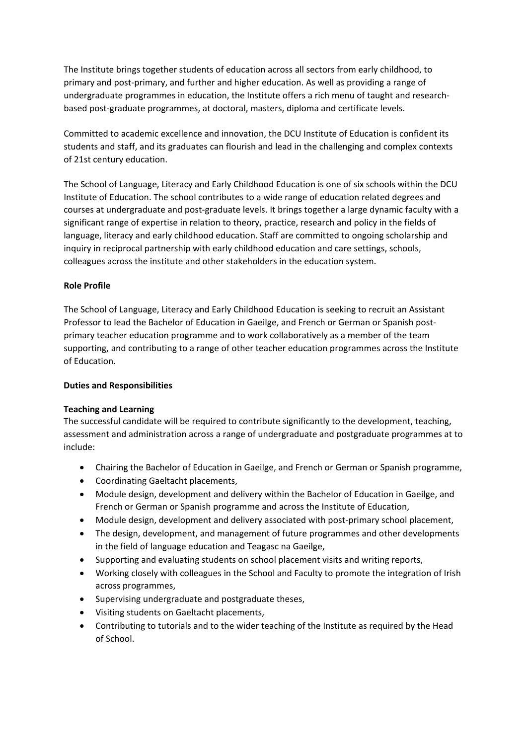The Institute brings together students of education across all sectors from early childhood, to primary and post-primary, and further and higher education. As well as providing a range of undergraduate programmes in education, the Institute offers a rich menu of taught and research-based post-graduate programmes, at doctoral, masters, diploma and certificate levels.

Committed to academic excellence and innovation, the DCU Institute of Education is confident its students and staff, and its graduates can flourish and lead in the challenging and complex contexts of 21st century education.

The School of Language, Literacy and Early Childhood Education is one of six schools within the DCU Institute of Education. The school contributes to a wide range of education related degrees and courses at undergraduate and post-graduate levels. It brings together a large dynamic faculty with a significant range of expertise in relation to theory, practice, research and policy in the fields of language, literacy and early childhood education. Staff are committed to ongoing scholarship and inquiry in reciprocal partnership with early childhood education and care settings, schools, colleagues across the institute and other stakeholders in the education system.

**Role Profile**

The School of Language, Literacy and Early Childhood Education is seeking to recruit an Assistant Professor to lead the Bachelor of Education in Gaeilge, and French or German or Spanish post-primary teacher education programme and to work collaboratively as a member of the team supporting, and contributing to a range of other teacher education programmes across the Institute of Education.

**Duties and Responsibilities**

**Teaching and Learning**

The successful candidate will be required to contribute significantly to the development, teaching, assessment and administration across a range of undergraduate and postgraduate programmes at to include:

- Chairing the Bachelor of Education in Gaeilge, and French or German or Spanish programme,
- Coordinating Gaeltacht placements,
- Module design, development and delivery within the Bachelor of Education in Gaeilge, and French or German or Spanish programme and across the Institute of Education,
- Module design, development and delivery associated with post-primary school placement,
- The design, development, and management of future programmes and other developments in the field of language education and Teagasc na Gaeilge,
- Supporting and evaluating students on school placement visits and writing reports,
- Working closely with colleagues in the School and Faculty to promote the integration of Irish across programmes,
- Supervising undergraduate and postgraduate theses,
- Visiting students on Gaeltacht placements,
- Contributing to tutorials and to the wider teaching of the Institute as required by the Head of School.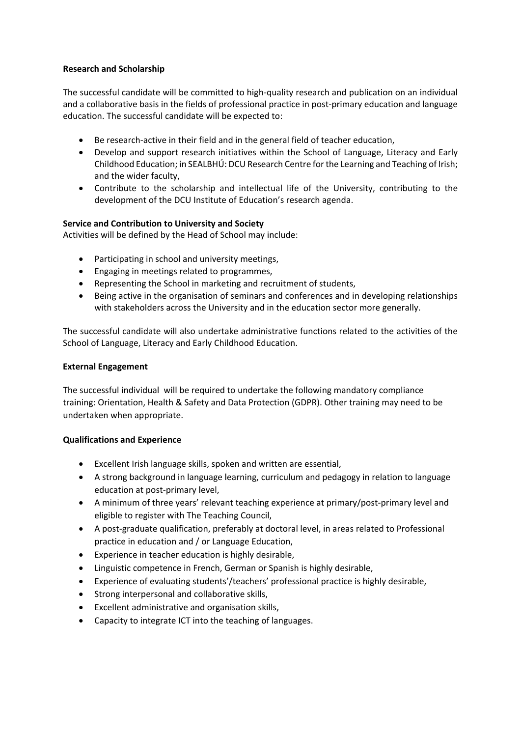**Research and Scholarship**

The successful candidate will be committed to high-quality research and publication on an individual and a collaborative basis in the fields of professional practice in post-primary education and language education. The successful candidate will be expected to:

- Be research-active in their field and in the general field of teacher education,
- Develop and support research initiatives within the School of Language, Literacy and Early Childhood Education; in SEALBHÚ: DCU Research Centre for the Learning and Teaching of Irish; and the wider faculty,
- Contribute to the scholarship and intellectual life of the University, contributing to the development of the DCU Institute of Education's research agenda.

**Service and Contribution to University and Society**

Activities will be defined by the Head of School may include:

- Participating in school and university meetings,
- Engaging in meetings related to programmes,
- Representing the School in marketing and recruitment of students,
- Being active in the organisation of seminars and conferences and in developing relationships with stakeholders across the University and in the education sector more generally.

The successful candidate will also undertake administrative functions related to the activities of the School of Language, Literacy and Early Childhood Education.

**External Engagement**

The successful individual will be required to undertake the following mandatory compliance training: Orientation, Health & Safety and Data Protection (GDPR). Other training may need to be undertaken when appropriate.

**Qualifications and Experience**

- Excellent Irish language skills, spoken and written are essential,
- A strong background in language learning, curriculum and pedagogy in relation to language education at post-primary level,
- A minimum of three years' relevant teaching experience at primary/post-primary level and eligible to register with The Teaching Council,
- A post-graduate qualification, preferably at doctoral level, in areas related to Professional practice in education and / or Language Education,
- Experience in teacher education is highly desirable,
- Linguistic competence in French, German or Spanish is highly desirable,
- Experience of evaluating students'/teachers' professional practice is highly desirable,
- Strong interpersonal and collaborative skills,
- Excellent administrative and organisation skills,
- Capacity to integrate ICT into the teaching of languages.